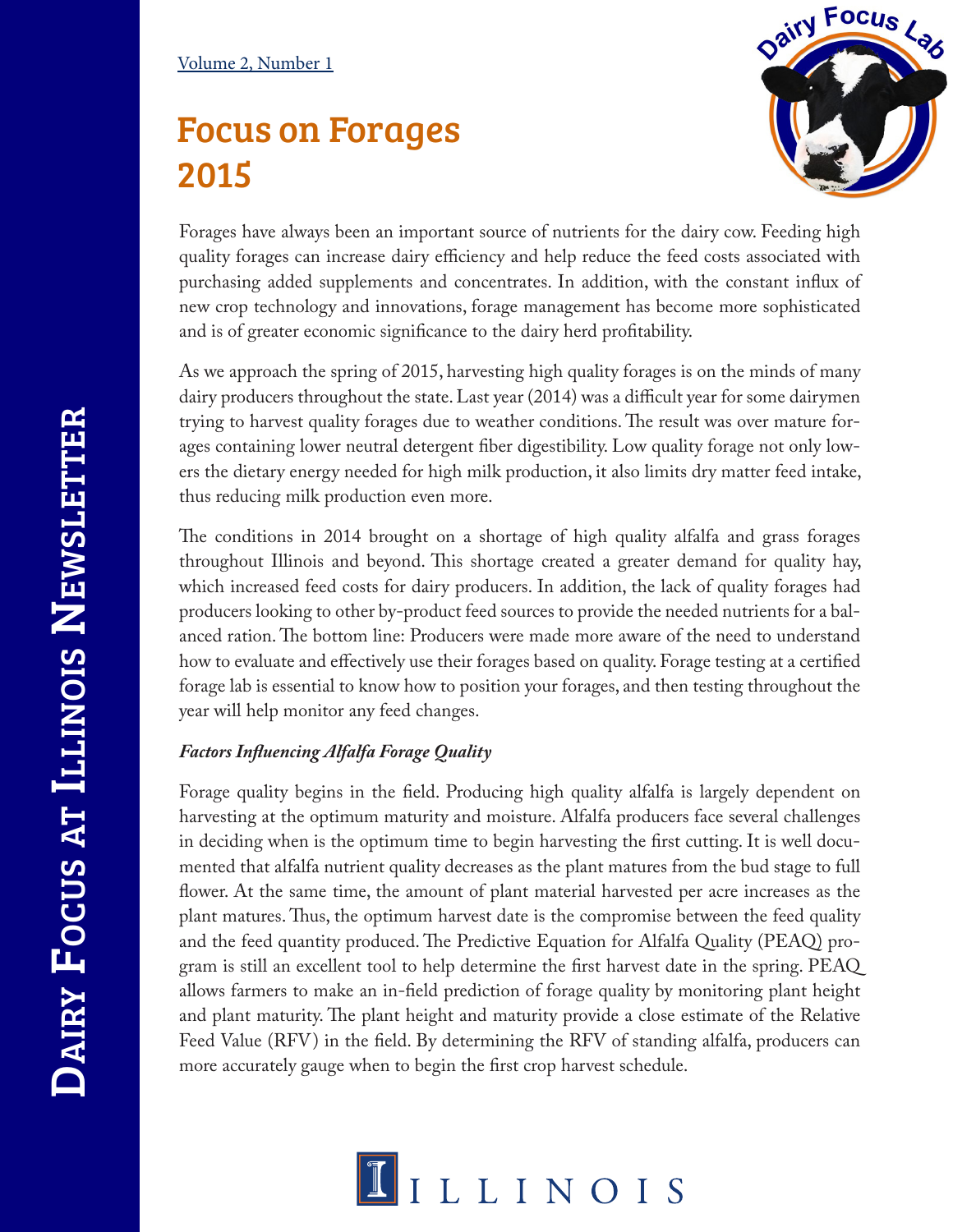Volume 2, Number 1

# Focus on Forages 2015

Forages have always been an important source of nutrients for the dairy cow. Feeding high quality forages can increase dairy efficiency and help reduce the feed costs associated with purchasing added supplements and concentrates. In addition, with the constant influx of new crop technology and innovations, forage management has become more sophisticated and is of greater economic significance to the dairy herd profitability.

As we approach the spring of 2015, harvesting high quality forages is on the minds of many dairy producers throughout the state. Last year (2014) was a difficult year for some dairymen trying to harvest quality forages due to weather conditions. The result was over mature forages containing lower neutral detergent fiber digestibility. Low quality forage not only lowers the dietary energy needed for high milk production, it also limits dry matter feed intake, thus reducing milk production even more.

The conditions in 2014 brought on a shortage of high quality alfalfa and grass forages throughout Illinois and beyond. This shortage created a greater demand for quality hay, which increased feed costs for dairy producers. In addition, the lack of quality forages had producers looking to other by-product feed sources to provide the needed nutrients for a balanced ration. The bottom line: Producers were made more aware of the need to understand how to evaluate and effectively use their forages based on quality. Forage testing at a certified forage lab is essential to know how to position your forages, and then testing throughout the year will help monitor any feed changes.

***Factors Influencing Alfalfa Forage Quality***

Forage quality begins in the field. Producing high quality alfalfa is largely dependent on harvesting at the optimum maturity and moisture. Alfalfa producers face several challenges in deciding when is the optimum time to begin harvesting the first cutting. It is well documented that alfalfa nutrient quality decreases as the plant matures from the bud stage to full flower. At the same time, the amount of plant material harvested per acre increases as the plant matures. Thus, the optimum harvest date is the compromise between the feed quality and the feed quantity produced. The Predictive Equation for Alfalfa Quality (PEAQ) program is still an excellent tool to help determine the first harvest date in the spring. PEAQ allows farmers to make an in-field prediction of forage quality by monitoring plant height and plant maturity. The plant height and maturity provide a close estimate of the Relative Feed Value (RFV) in the field. By determining the RFV of standing alfalfa, producers can more accurately gauge when to begin the first crop harvest schedule.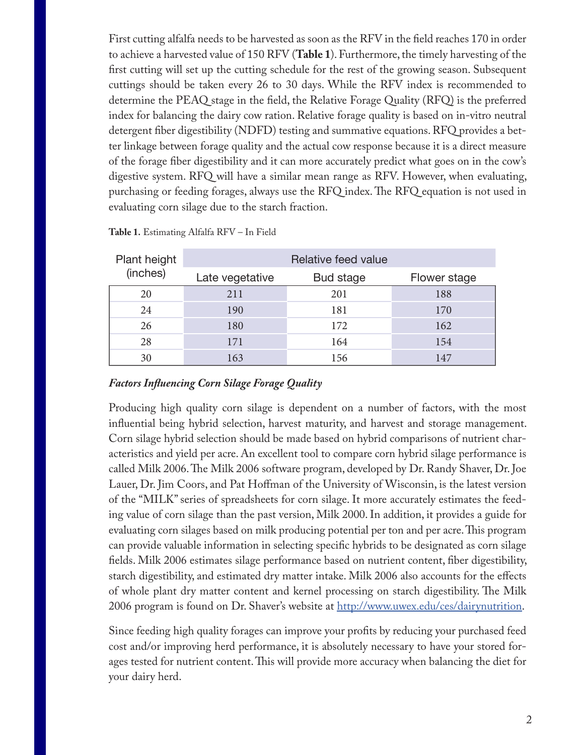First cutting alfalfa needs to be harvested as soon as the RFV in the field reaches 170 in order to achieve a harvested value of 150 RFV (**Table 1**). Furthermore, the timely harvesting of the first cutting will set up the cutting schedule for the rest of the growing season. Subsequent cuttings should be taken every 26 to 30 days. While the RFV index is recommended to determine the PEAQ stage in the field, the Relative Forage Quality (RFQ) is the preferred index for balancing the dairy cow ration. Relative forage quality is based on in-vitro neutral detergent fiber digestibility (NDFD) testing and summative equations. RFQ provides a better linkage between forage quality and the actual cow response because it is a direct measure of the forage fiber digestibility and it can more accurately predict what goes on in the cow's digestive system. RFQ will have a similar mean range as RFV. However, when evaluating, purchasing or feeding forages, always use the RFQ index. The RFQ equation is not used in evaluating corn silage due to the starch fraction.

**Table 1.** Estimating Alfalfa RFV – In Field

| Plant height (inches) | Relative feed value | | |
|---|---|---|---|
| | Late vegetative | Bud stage | Flower stage |
| 20 | 211 | 201 | 188 |
| 24 | 190 | 181 | 170 |
| 26 | 180 | 172 | 162 |
| 28 | 171 | 164 | 154 |
| 30 | 163 | 156 | 147 |

***Factors Influencing Corn Silage Forage Quality***

Producing high quality corn silage is dependent on a number of factors, with the most influential being hybrid selection, harvest maturity, and harvest and storage management. Corn silage hybrid selection should be made based on hybrid comparisons of nutrient characteristics and yield per acre. An excellent tool to compare corn hybrid silage performance is called Milk 2006. The Milk 2006 software program, developed by Dr. Randy Shaver, Dr. Joe Lauer, Dr. Jim Coors, and Pat Hoffman of the University of Wisconsin, is the latest version of the "MILK" series of spreadsheets for corn silage. It more accurately estimates the feeding value of corn silage than the past version, Milk 2000. In addition, it provides a guide for evaluating corn silages based on milk producing potential per ton and per acre. This program can provide valuable information in selecting specific hybrids to be designated as corn silage fields. Milk 2006 estimates silage performance based on nutrient content, fiber digestibility, starch digestibility, and estimated dry matter intake. Milk 2006 also accounts for the effects of whole plant dry matter content and kernel processing on starch digestibility. The Milk 2006 program is found on Dr. Shaver's website at http://www.uwex.edu/ces/dairynutrition.

Since feeding high quality forages can improve your profits by reducing your purchased feed cost and/or improving herd performance, it is absolutely necessary to have your stored forages tested for nutrient content. This will provide more accuracy when balancing the diet for your dairy herd.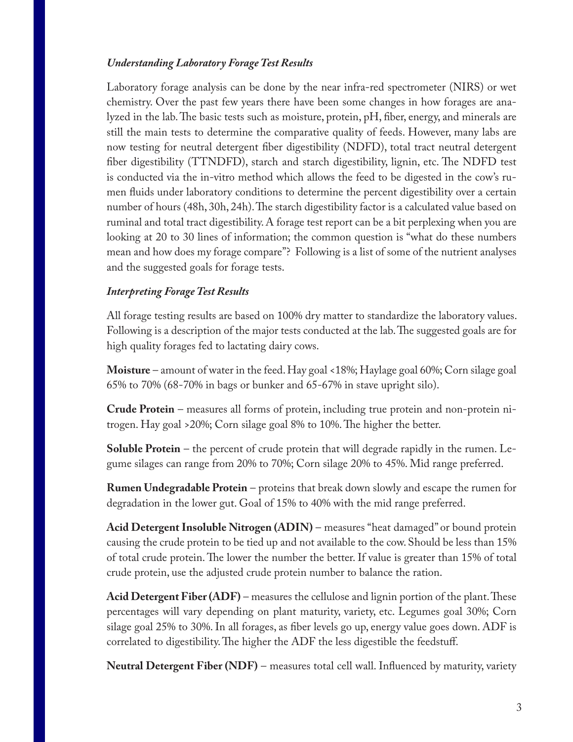### *Understanding Laboratory Forage Test Results*

Laboratory forage analysis can be done by the near infra-red spectrometer (NIRS) or wet chemistry. Over the past few years there have been some changes in how forages are analyzed in the lab. The basic tests such as moisture, protein, pH, fiber, energy, and minerals are still the main tests to determine the comparative quality of feeds. However, many labs are now testing for neutral detergent fiber digestibility (NDFD), total tract neutral detergent fiber digestibility (TTNDFD), starch and starch digestibility, lignin, etc. The NDFD test is conducted via the in-vitro method which allows the feed to be digested in the cow's rumen fluids under laboratory conditions to determine the percent digestibility over a certain number of hours (48h, 30h, 24h). The starch digestibility factor is a calculated value based on ruminal and total tract digestibility. A forage test report can be a bit perplexing when you are looking at 20 to 30 lines of information; the common question is "what do these numbers mean and how does my forage compare"? Following is a list of some of the nutrient analyses and the suggested goals for forage tests.

### *Interpreting Forage Test Results*

All forage testing results are based on 100% dry matter to standardize the laboratory values. Following is a description of the major tests conducted at the lab. The suggested goals are for high quality forages fed to lactating dairy cows.

**Moisture** – amount of water in the feed. Hay goal <18%; Haylage goal 60%; Corn silage goal 65% to 70% (68-70% in bags or bunker and 65-67% in stave upright silo).

**Crude Protein** – measures all forms of protein, including true protein and non-protein nitrogen. Hay goal >20%; Corn silage goal 8% to 10%. The higher the better.

**Soluble Protein** – the percent of crude protein that will degrade rapidly in the rumen. Legume silages can range from 20% to 70%; Corn silage 20% to 45%. Mid range preferred.

**Rumen Undegradable Protein** – proteins that break down slowly and escape the rumen for degradation in the lower gut. Goal of 15% to 40% with the mid range preferred.

**Acid Detergent Insoluble Nitrogen (ADIN)** – measures "heat damaged" or bound protein causing the crude protein to be tied up and not available to the cow. Should be less than 15% of total crude protein. The lower the number the better. If value is greater than 15% of total crude protein, use the adjusted crude protein number to balance the ration.

**Acid Detergent Fiber (ADF)** – measures the cellulose and lignin portion of the plant. These percentages will vary depending on plant maturity, variety, etc. Legumes goal 30%; Corn silage goal 25% to 30%. In all forages, as fiber levels go up, energy value goes down. ADF is correlated to digestibility. The higher the ADF the less digestible the feedstuff.

**Neutral Detergent Fiber (NDF)** – measures total cell wall. Influenced by maturity, variety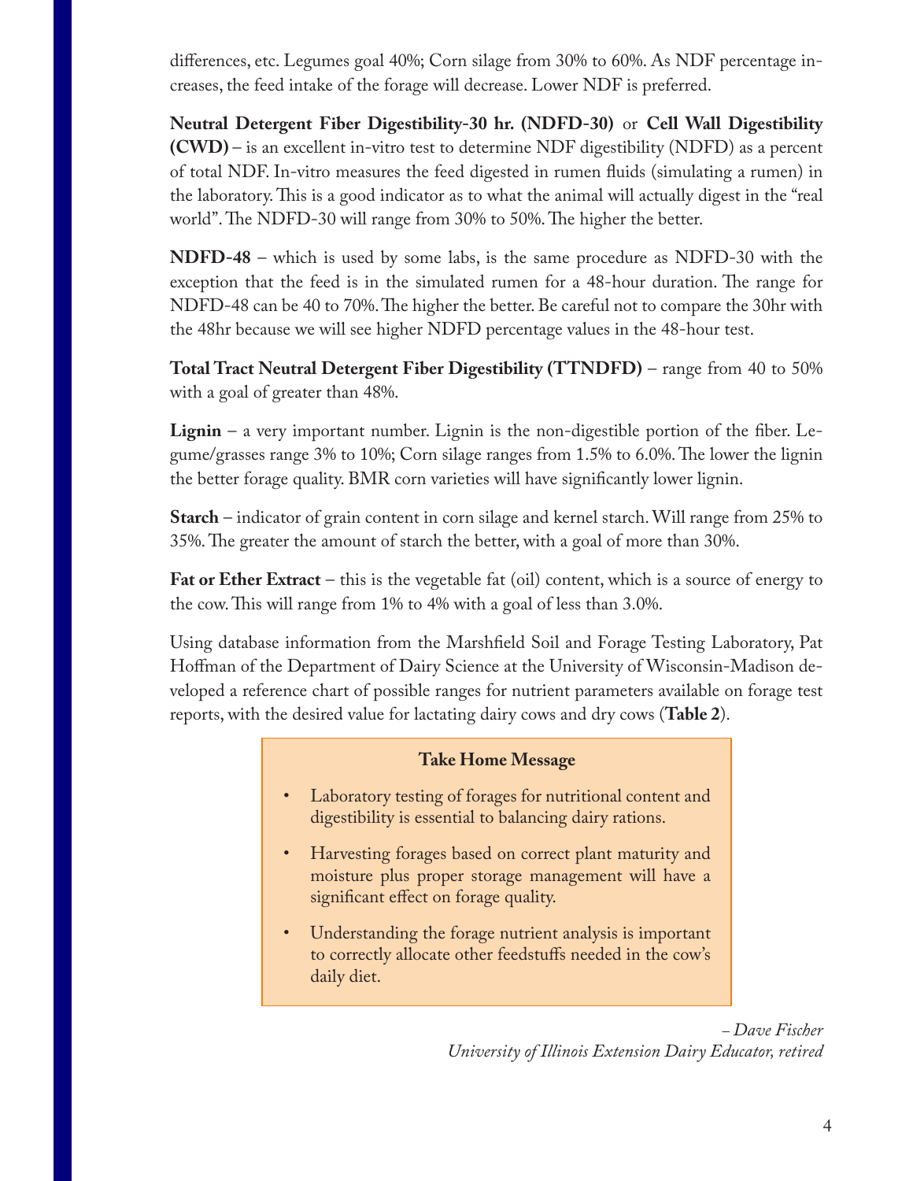differences, etc. Legumes goal 40%; Corn silage from 30% to 60%. As NDF percentage increases, the feed intake of the forage will decrease. Lower NDF is preferred.

**Neutral Detergent Fiber Digestibility-30 hr. (NDFD-30)** or **Cell Wall Digestibility (CWD)** – is an excellent in-vitro test to determine NDF digestibility (NDFD) as a percent of total NDF. In-vitro measures the feed digested in rumen fluids (simulating a rumen) in the laboratory. This is a good indicator as to what the animal will actually digest in the "real world". The NDFD-30 will range from 30% to 50%. The higher the better.

**NDFD-48** – which is used by some labs, is the same procedure as NDFD-30 with the exception that the feed is in the simulated rumen for a 48-hour duration. The range for NDFD-48 can be 40 to 70%. The higher the better. Be careful not to compare the 30hr with the 48hr because we will see higher NDFD percentage values in the 48-hour test.

**Total Tract Neutral Detergent Fiber Digestibility (TTNDFD)** – range from 40 to 50% with a goal of greater than 48%.

**Lignin** – a very important number. Lignin is the non-digestible portion of the fiber. Legume/grasses range 3% to 10%; Corn silage ranges from 1.5% to 6.0%. The lower the lignin the better forage quality. BMR corn varieties will have significantly lower lignin.

**Starch** – indicator of grain content in corn silage and kernel starch. Will range from 25% to 35%. The greater the amount of starch the better, with a goal of more than 30%.

**Fat or Ether Extract** – this is the vegetable fat (oil) content, which is a source of energy to the cow. This will range from 1% to 4% with a goal of less than 3.0%.

Using database information from the Marshfield Soil and Forage Testing Laboratory, Pat Hoffman of the Department of Dairy Science at the University of Wisconsin-Madison developed a reference chart of possible ranges for nutrient parameters available on forage test reports, with the desired value for lactating dairy cows and dry cows (**Table 2**).

**Take Home Message**

- Laboratory testing of forages for nutritional content and digestibility is essential to balancing dairy rations.
- Harvesting forages based on correct plant maturity and moisture plus proper storage management will have a significant effect on forage quality.
- Understanding the forage nutrient analysis is important to correctly allocate other feedstuffs needed in the cow's daily diet.

*– Dave Fischer*
*University of Illinois Extension Dairy Educator, retired*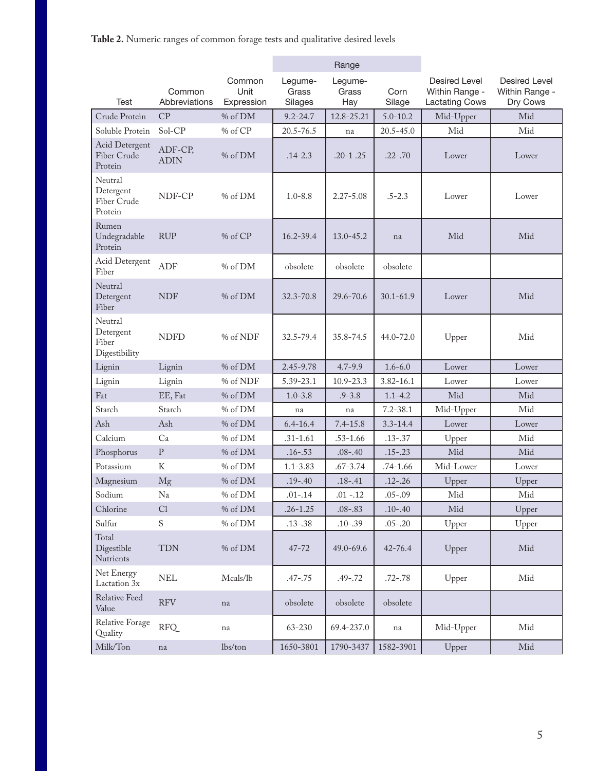**Table 2.** Numeric ranges of common forage tests and qualitative desired levels

| Test | Common Abbreviations | Common Unit Expression | Range | | | Desired Level Within Range - Lactating Cows | Desired Level Within Range - Dry Cows |
|---|---|---|---|---|---|---|---|
| | | | Legume-Grass Silages | Legume-Grass Hay | Corn Silage | | |
| Crude Protein | CP | % of DM | 9.2-24.7 | 12.8-25.21 | 5.0-10.2 | Mid-Upper | Mid |
| Soluble Protein | Sol-CP | % of CP | 20.5-76.5 | na | 20.5-45.0 | Mid | Mid |
| Acid Detergent Fiber Crude Protein | ADF-CP, ADIN | % of DM | .14-2.3 | .20-1 .25 | .22-.70 | Lower | Lower |
| Neutral Detergent Fiber Crude Protein | NDF-CP | % of DM | 1.0-8.8 | 2.27-5.08 | .5-2.3 | Lower | Lower |
| Rumen Undegradable Protein | RUP | % of CP | 16.2-39.4 | 13.0-45.2 | na | Mid | Mid |
| Acid Detergent Fiber | ADF | % of DM | obsolete | obsolete | obsolete | | |
| Neutral Detergent Fiber | NDF | % of DM | 32.3-70.8 | 29.6-70.6 | 30.1-61.9 | Lower | Mid |
| Neutral Detergent Fiber Digestibility | NDFD | % of NDF | 32.5-79.4 | 35.8-74.5 | 44.0-72.0 | Upper | Mid |
| Lignin | Lignin | % of DM | 2.45-9.78 | 4.7-9.9 | 1.6-6.0 | Lower | Lower |
| Lignin | Lignin | % of NDF | 5.39-23.1 | 10.9-23.3 | 3.82-16.1 | Lower | Lower |
| Fat | EE, Fat | % of DM | 1.0-3.8 | .9-3.8 | 1.1-4.2 | Mid | Mid |
| Starch | Starch | % of DM | na | na | 7.2-38.1 | Mid-Upper | Mid |
| Ash | Ash | % of DM | 6.4-16.4 | 7.4-15.8 | 3.3-14.4 | Lower | Lower |
| Calcium | Ca | % of DM | .31-1.61 | .53-1.66 | .13-.37 | Upper | Mid |
| Phosphorus | P | % of DM | .16-.53 | .08-.40 | .15-.23 | Mid | Mid |
| Potassium | K | % of DM | 1.1-3.83 | .67-3.74 | .74-1.66 | Mid-Lower | Lower |
| Magnesium | Mg | % of DM | .19-.40 | .18-.41 | .12-.26 | Upper | Upper |
| Sodium | Na | % of DM | .01-.14 | .01 -.12 | .05-.09 | Mid | Mid |
| Chlorine | Cl | % of DM | .26-1.25 | .08-.83 | .10-.40 | Mid | Upper |
| Sulfur | S | % of DM | .13-.38 | .10-.39 | .05-.20 | Upper | Upper |
| Total Digestible Nutrients | TDN | % of DM | 47-72 | 49.0-69.6 | 42-76.4 | Upper | Mid |
| Net Energy Lactation 3x | NEL | Mcals/lb | .47-.75 | .49-.72 | .72-.78 | Upper | Mid |
| Relative Feed Value | RFV | na | obsolete | obsolete | obsolete | | |
| Relative Forage Quality | RFQ | na | 63-230 | 69.4-237.0 | na | Mid-Upper | Mid |
| Milk/Ton | na | lbs/ton | 1650-3801 | 1790-3437 | 1582-3901 | Upper | Mid |